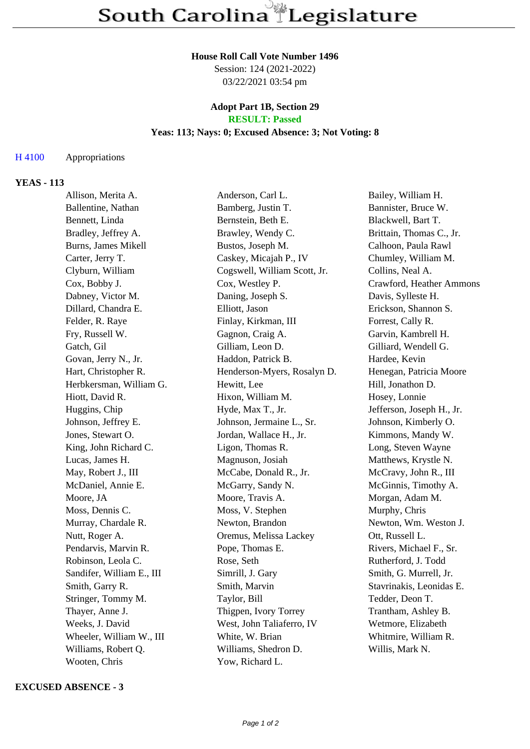# South Carolina Legislature

**House Roll Call Vote Number 1496**
Session: 124 (2021-2022)
03/22/2021 03:54 pm

**Adopt Part 1B, Section 29**
**RESULT: Passed**
**Yeas: 113; Nays: 0; Excused Absence: 3; Not Voting: 8**

H 4100 Appropriations

**YEAS - 113**

| | | |
|---|---|---|
| Allison, Merita A. | Anderson, Carl L. | Bailey, William H. |
| Ballentine, Nathan | Bamberg, Justin T. | Bannister, Bruce W. |
| Bennett, Linda | Bernstein, Beth E. | Blackwell, Bart T. |
| Bradley, Jeffrey A. | Brawley, Wendy C. | Brittain, Thomas C., Jr. |
| Burns, James Mikell | Bustos, Joseph M. | Calhoon, Paula Rawl |
| Carter, Jerry T. | Caskey, Micajah P., IV | Chumley, William M. |
| Clyburn, William | Cogswell, William Scott, Jr. | Collins, Neal A. |
| Cox, Bobby J. | Cox, Westley P. | Crawford, Heather Ammons |
| Dabney, Victor M. | Daning, Joseph S. | Davis, Sylleste H. |
| Dillard, Chandra E. | Elliott, Jason | Erickson, Shannon S. |
| Felder, R. Raye | Finlay, Kirkman, III | Forrest, Cally R. |
| Fry, Russell W. | Gagnon, Craig A. | Garvin, Kambrell H. |
| Gatch, Gil | Gilliam, Leon D. | Gilliard, Wendell G. |
| Govan, Jerry N., Jr. | Haddon, Patrick B. | Hardee, Kevin |
| Hart, Christopher R. | Henderson-Myers, Rosalyn D. | Henegan, Patricia Moore |
| Herbkersman, William G. | Hewitt, Lee | Hill, Jonathon D. |
| Hiott, David R. | Hixon, William M. | Hosey, Lonnie |
| Huggins, Chip | Hyde, Max T., Jr. | Jefferson, Joseph H., Jr. |
| Johnson, Jeffrey E. | Johnson, Jermaine L., Sr. | Johnson, Kimberly O. |
| Jones, Stewart O. | Jordan, Wallace H., Jr. | Kimmons, Mandy W. |
| King, John Richard C. | Ligon, Thomas R. | Long, Steven Wayne |
| Lucas, James H. | Magnuson, Josiah | Matthews, Krystle N. |
| May, Robert J., III | McCabe, Donald R., Jr. | McCravy, John R., III |
| McDaniel, Annie E. | McGarry, Sandy N. | McGinnis, Timothy A. |
| Moore, JA | Moore, Travis A. | Morgan, Adam M. |
| Moss, Dennis C. | Moss, V. Stephen | Murphy, Chris |
| Murray, Chardale R. | Newton, Brandon | Newton, Wm. Weston J. |
| Nutt, Roger A. | Oremus, Melissa Lackey | Ott, Russell L. |
| Pendarvis, Marvin R. | Pope, Thomas E. | Rivers, Michael F., Sr. |
| Robinson, Leola C. | Rose, Seth | Rutherford, J. Todd |
| Sandifer, William E., III | Simrill, J. Gary | Smith, G. Murrell, Jr. |
| Smith, Garry R. | Smith, Marvin | Stavrinakis, Leonidas E. |
| Stringer, Tommy M. | Taylor, Bill | Tedder, Deon T. |
| Thayer, Anne J. | Thigpen, Ivory Torrey | Trantham, Ashley B. |
| Weeks, J. David | West, John Taliaferro, IV | Wetmore, Elizabeth |
| Wheeler, William W., III | White, W. Brian | Whitmire, William R. |
| Williams, Robert Q. | Williams, Shedron D. | Willis, Mark N. |
| Wooten, Chris | Yow, Richard L. | |

**EXCUSED ABSENCE - 3**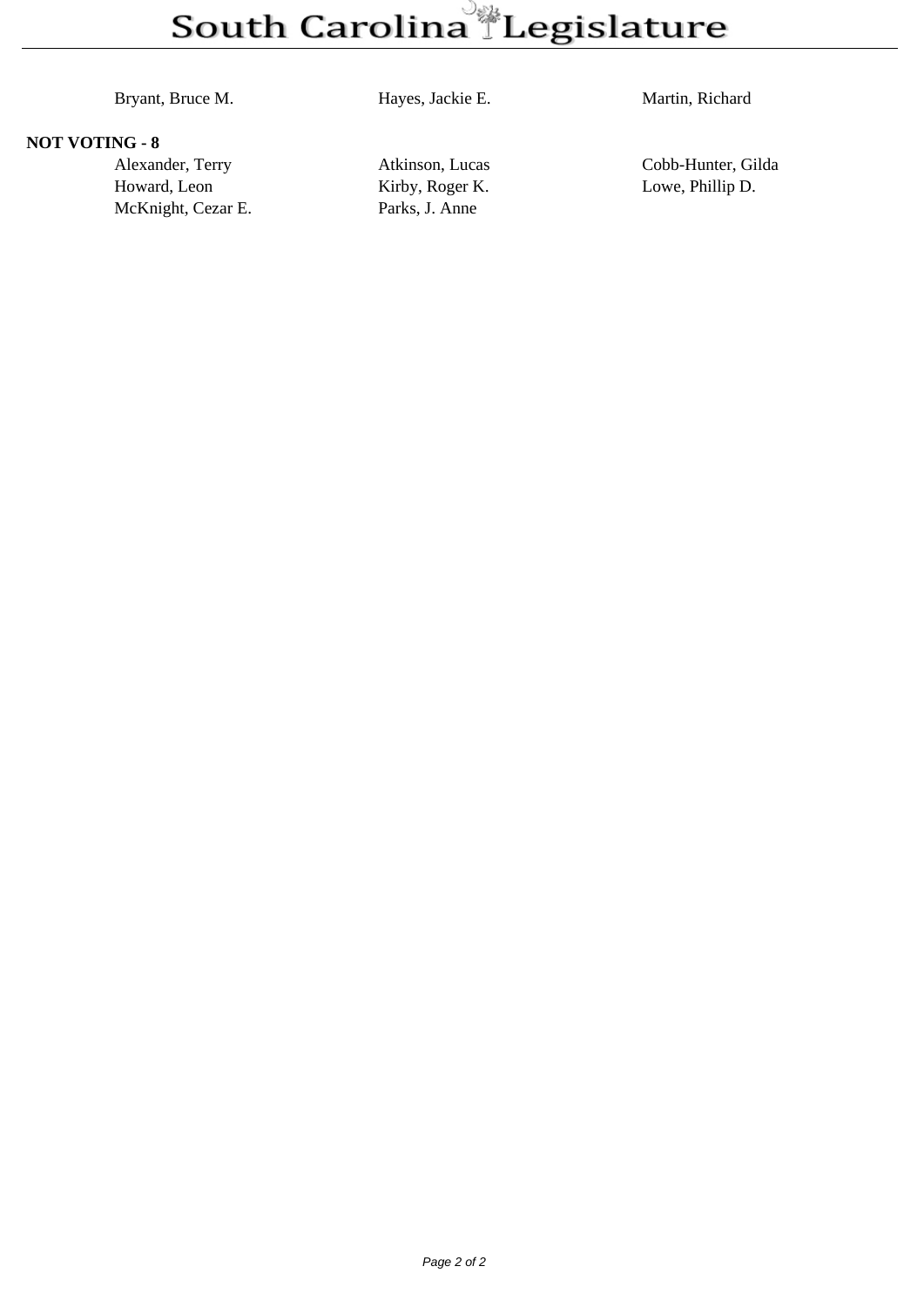| | | |
|---|---|---|
| Bryant, Bruce M. | Hayes, Jackie E. | Martin, Richard |

**NOT VOTING - 8**

| | | |
|---|---|---|
| Alexander, Terry | Atkinson, Lucas | Cobb-Hunter, Gilda |
| Howard, Leon | Kirby, Roger K. | Lowe, Phillip D. |
| McKnight, Cezar E. | Parks, J. Anne | |